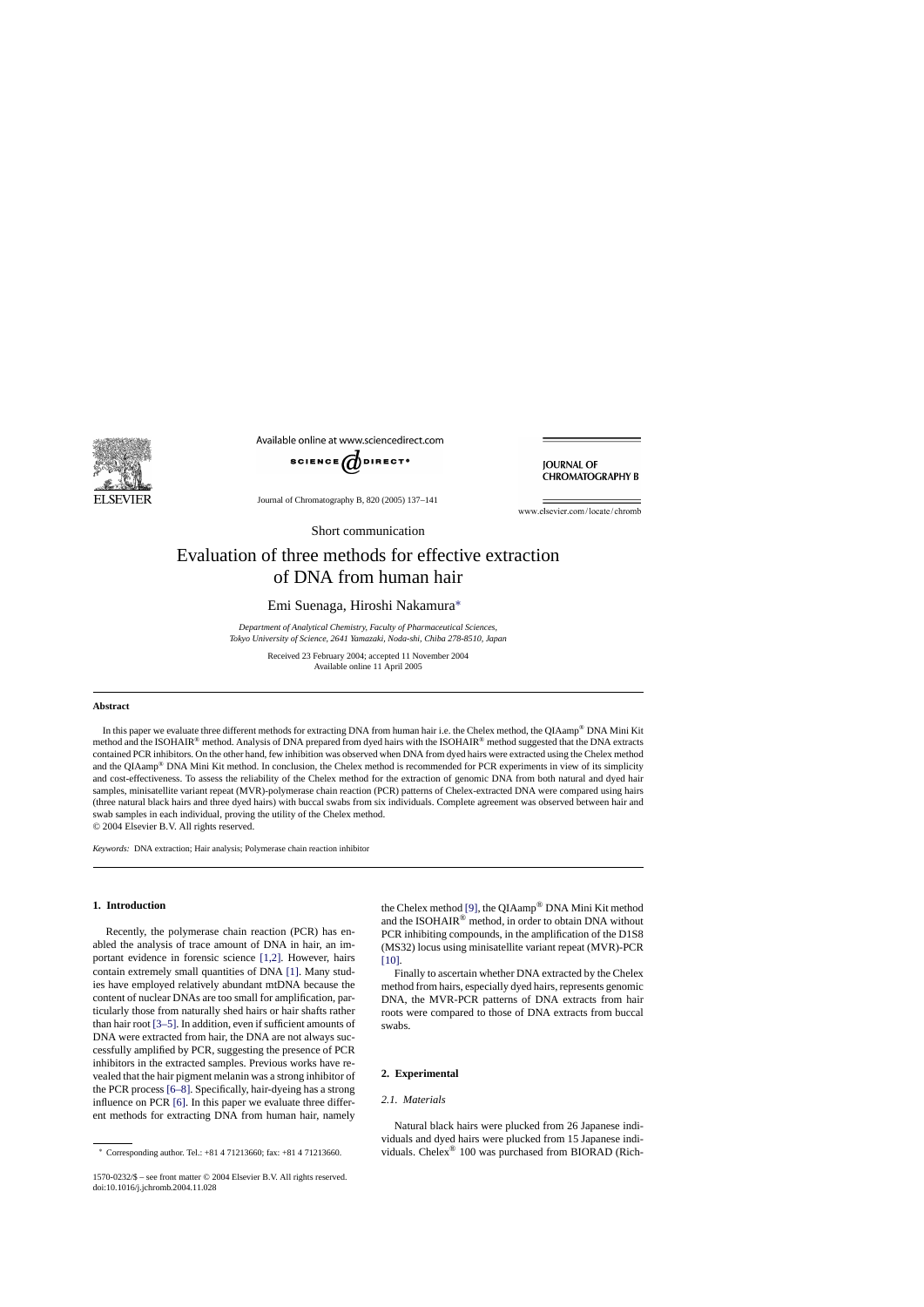Short communication

# Evaluation of three methods for effective extraction of DNA from human hair

Emi Suenaga, Hiroshi Nakamura*

*Department of Analytical Chemistry, Faculty of Pharmaceutical Sciences, Tokyo University of Science, 2641 Yamazaki, Noda-shi, Chiba 278-8510, Japan*

Received 23 February 2004; accepted 11 November 2004
Available online 11 April 2005

## Abstract

In this paper we evaluate three different methods for extracting DNA from human hair i.e. the Chelex method, the QIAamp® DNA Mini Kit method and the ISOHAIR® method. Analysis of DNA prepared from dyed hairs with the ISOHAIR® method suggested that the DNA extracts contained PCR inhibitors. On the other hand, few inhibition was observed when DNA from dyed hairs were extracted using the Chelex method and the QIAamp® DNA Mini Kit method. In conclusion, the Chelex method is recommended for PCR experiments in view of its simplicity and cost-effectiveness. To assess the reliability of the Chelex method for the extraction of genomic DNA from both natural and dyed hair samples, minisatellite variant repeat (MVR)-polymerase chain reaction (PCR) patterns of Chelex-extracted DNA were compared using hairs (three natural black hairs and three dyed hairs) with buccal swabs from six individuals. Complete agreement was observed between hair and swab samples in each individual, proving the utility of the Chelex method.

© 2004 Elsevier B.V. All rights reserved.

*Keywords:* DNA extraction; Hair analysis; Polymerase chain reaction inhibitor

## 1. Introduction

Recently, the polymerase chain reaction (PCR) has enabled the analysis of trace amount of DNA in hair, an important evidence in forensic science [1,2]. However, hairs contain extremely small quantities of DNA [1]. Many studies have employed relatively abundant mtDNA because the content of nuclear DNAs are too small for amplification, particularly those from naturally shed hairs or hair shafts rather than hair root [3–5]. In addition, even if sufficient amounts of DNA were extracted from hair, the DNA are not always successfully amplified by PCR, suggesting the presence of PCR inhibitors in the extracted samples. Previous works have revealed that the hair pigment melanin was a strong inhibitor of the PCR process [6–8]. Specifically, hair-dyeing has a strong influence on PCR [6]. In this paper we evaluate three different methods for extracting DNA from human hair, namely the Chelex method [9], the QIAamp® DNA Mini Kit method and the ISOHAIR® method, in order to obtain DNA without PCR inhibiting compounds, in the amplification of the D1S8 (MS32) locus using minisatellite variant repeat (MVR)-PCR [10].

Finally to ascertain whether DNA extracted by the Chelex method from hairs, especially dyed hairs, represents genomic DNA, the MVR-PCR patterns of DNA extracts from hair roots were compared to those of DNA extracts from buccal swabs.

## 2. Experimental

### 2.1. Materials

Natural black hairs were plucked from 26 Japanese individuals and dyed hairs were plucked from 15 Japanese individuals. Chelex® 100 was purchased from BIORAD (Rich-

* Corresponding author. Tel.: +81 4 71213660; fax: +81 4 71213660.

1570-0232/$ – see front matter © 2004 Elsevier B.V. All rights reserved.
doi:10.1016/j.jchromb.2004.11.028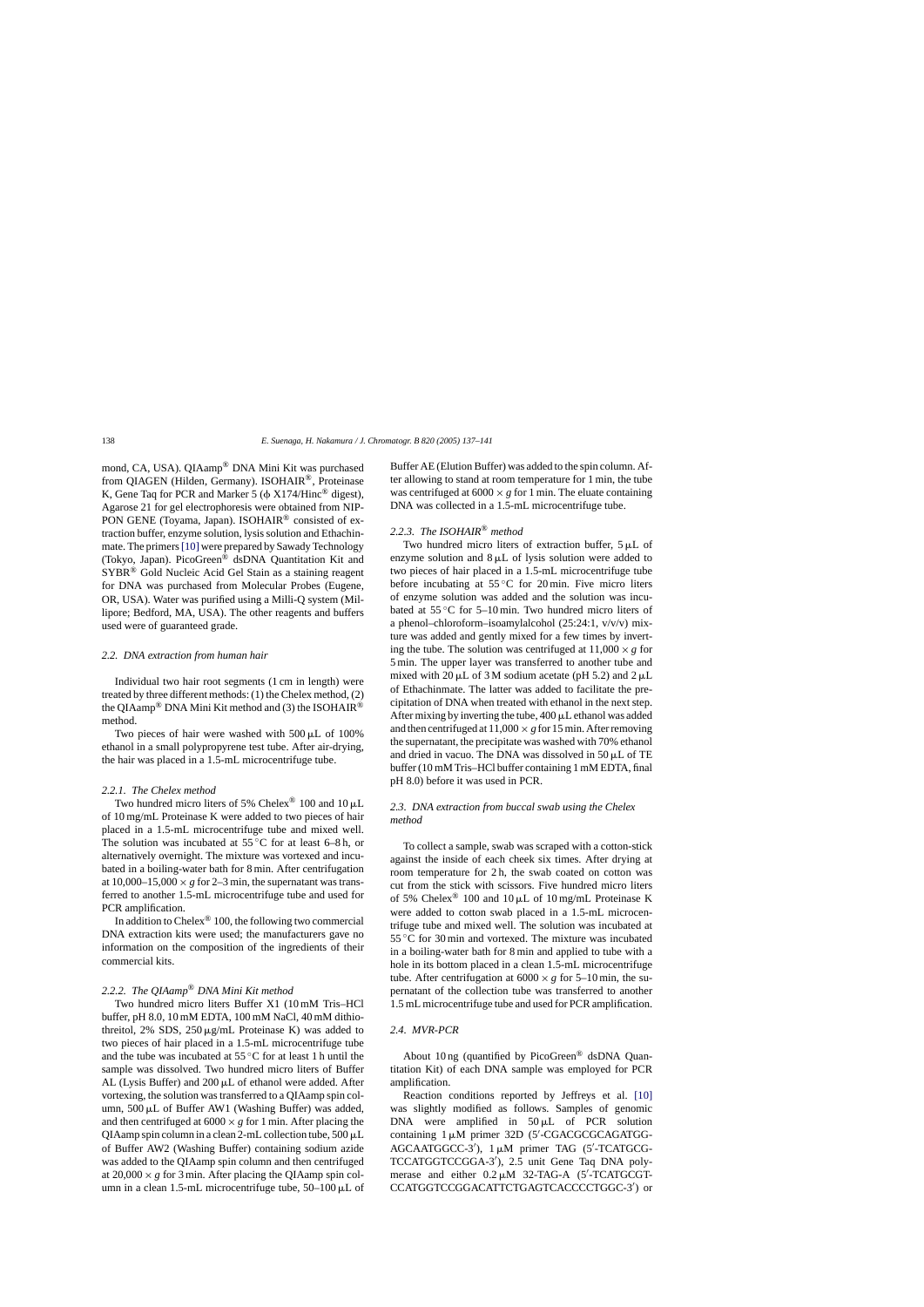mond, CA, USA). QIAamp® DNA Mini Kit was purchased from QIAGEN (Hilden, Germany). ISOHAIR®, Proteinase K, Gene Taq for PCR and Marker 5 (ϕ X174/Hinc® digest), Agarose 21 for gel electrophoresis were obtained from NIPPON GENE (Toyama, Japan). ISOHAIR® consisted of extraction buffer, enzyme solution, lysis solution and Ethachinmate. The primers [10] were prepared by Sawady Technology (Tokyo, Japan). PicoGreen® dsDNA Quantitation Kit and SYBR® Gold Nucleic Acid Gel Stain as a staining reagent for DNA was purchased from Molecular Probes (Eugene, OR, USA). Water was purified using a Milli-Q system (Millipore; Bedford, MA, USA). The other reagents and buffers used were of guaranteed grade.

### 2.2. DNA extraction from human hair

Individual two hair root segments (1 cm in length) were treated by three different methods: (1) the Chelex method, (2) the QIAamp® DNA Mini Kit method and (3) the ISOHAIR® method.

Two pieces of hair were washed with 500 μL of 100% ethanol in a small polypropyrene test tube. After air-drying, the hair was placed in a 1.5-mL microcentrifuge tube.

#### 2.2.1. The Chelex method

Two hundred micro liters of 5% Chelex® 100 and 10 μL of 10 mg/mL Proteinase K were added to two pieces of hair placed in a 1.5-mL microcentrifuge tube and mixed well. The solution was incubated at 55 °C for at least 6–8 h, or alternatively overnight. The mixture was vortexed and incubated in a boiling-water bath for 8 min. After centrifugation at 10,000–15,000 × *g* for 2–3 min, the supernatant was transferred to another 1.5-mL microcentrifuge tube and used for PCR amplification.

In addition to Chelex® 100, the following two commercial DNA extraction kits were used; the manufacturers gave no information on the composition of the ingredients of their commercial kits.

#### 2.2.2. The QIAamp® DNA Mini Kit method

Two hundred micro liters Buffer X1 (10 mM Tris–HCl buffer, pH 8.0, 10 mM EDTA, 100 mM NaCl, 40 mM dithiothreitol, 2% SDS, 250 μg/mL Proteinase K) was added to two pieces of hair placed in a 1.5-mL microcentrifuge tube and the tube was incubated at 55 °C for at least 1 h until the sample was dissolved. Two hundred micro liters of Buffer AL (Lysis Buffer) and 200 μL of ethanol were added. After vortexing, the solution was transferred to a QIAamp spin column, 500 μL of Buffer AW1 (Washing Buffer) was added, and then centrifuged at 6000 × *g* for 1 min. After placing the QIAamp spin column in a clean 2-mL collection tube, 500 μL of Buffer AW2 (Washing Buffer) containing sodium azide was added to the QIAamp spin column and then centrifuged at 20,000 × *g* for 3 min. After placing the QIAamp spin column in a clean 1.5-mL microcentrifuge tube, 50–100 μL of Buffer AE (Elution Buffer) was added to the spin column. After allowing to stand at room temperature for 1 min, the tube was centrifuged at 6000 × *g* for 1 min. The eluate containing DNA was collected in a 1.5-mL microcentrifuge tube.

#### 2.2.3. The ISOHAIR® method

Two hundred micro liters of extraction buffer, 5 μL of enzyme solution and 8 μL of lysis solution were added to two pieces of hair placed in a 1.5-mL microcentrifuge tube before incubating at 55 °C for 20 min. Five micro liters of enzyme solution was added and the solution was incubated at 55 °C for 5–10 min. Two hundred micro liters of a phenol–chloroform–isoamylalcohol (25:24:1, v/v/v) mixture was added and gently mixed for a few times by inverting the tube. The solution was centrifuged at 11,000 × *g* for 5 min. The upper layer was transferred to another tube and mixed with 20 μL of 3 M sodium acetate (pH 5.2) and 2 μL of Ethachinmate. The latter was added to facilitate the precipitation of DNA when treated with ethanol in the next step. After mixing by inverting the tube, 400 μL ethanol was added and then centrifuged at 11,000 × *g* for 15 min. After removing the supernatant, the precipitate was washed with 70% ethanol and dried in vacuo. The DNA was dissolved in 50 μL of TE buffer (10 mM Tris–HCl buffer containing 1 mM EDTA, final pH 8.0) before it was used in PCR.

### 2.3. DNA extraction from buccal swab using the Chelex method

To collect a sample, swab was scraped with a cotton-stick against the inside of each cheek six times. After drying at room temperature for 2 h, the swab coated on cotton was cut from the stick with scissors. Five hundred micro liters of 5% Chelex® 100 and 10 μL of 10 mg/mL Proteinase K were added to cotton swab placed in a 1.5-mL microcentrifuge tube and mixed well. The solution was incubated at 55 °C for 30 min and vortexed. The mixture was incubated in a boiling-water bath for 8 min and applied to tube with a hole in its bottom placed in a clean 1.5-mL microcentrifuge tube. After centrifugation at 6000 × *g* for 5–10 min, the supernatant of the collection tube was transferred to another 1.5 mL microcentrifuge tube and used for PCR amplification.

### 2.4. MVR-PCR

About 10 ng (quantified by PicoGreen® dsDNA Quantitation Kit) of each DNA sample was employed for PCR amplification.

Reaction conditions reported by Jeffreys et al. [10] was slightly modified as follows. Samples of genomic DNA were amplified in 50 μL of PCR solution containing 1 μM primer 32D (5′-CGACGCGCAGATGG-AGCAATGGCC-3′), 1 μM primer TAG (5′-TCATGCG-TCCATGGTCCGGA-3′), 2.5 unit Gene Taq DNA polymerase and either 0.2 μM 32-TAG-A (5′-TCATGCGT-CCATGGTCCGGACATTCTGAGTCACCCCTGGC-3′) or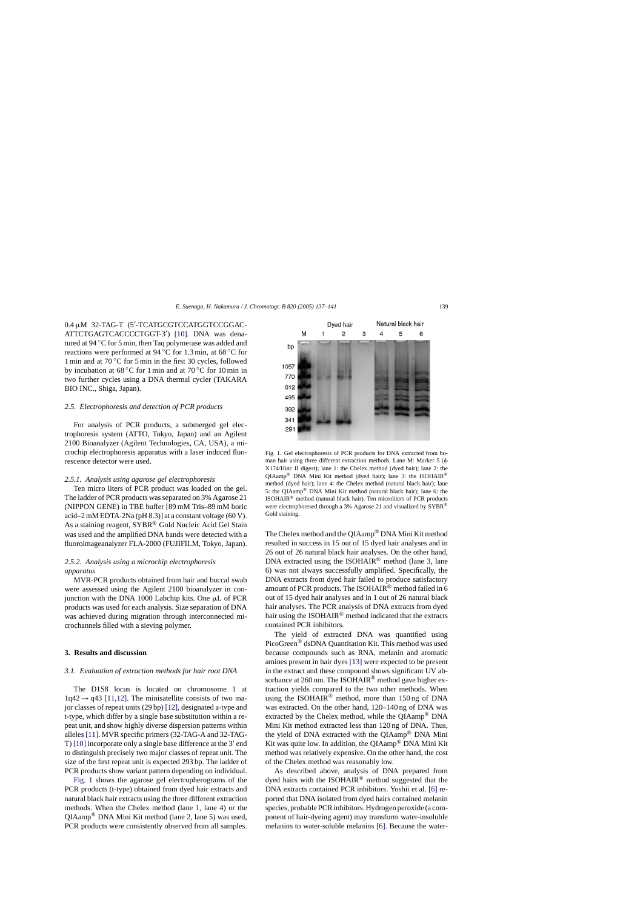0.4 μM 32-TAG-T (5′-TCATGCGTCCATGGTCCGGAC-ATTCTGAGTCACCCCTGGT-3′) [10]. DNA was denatured at 94 °C for 5 min, then Taq polymerase was added and reactions were performed at 94 °C for 1.3 min, at 68 °C for 1 min and at 70 °C for 5 min in the first 30 cycles, followed by incubation at 68 °C for 1 min and at 70 °C for 10 min in two further cycles using a DNA thermal cycler (TAKARA BIO INC., Shiga, Japan).

### 2.5. Electrophoresis and detection of PCR products

For analysis of PCR products, a submerged gel electrophoresis system (ATTO, Tokyo, Japan) and an Agilent 2100 Bioanalyzer (Agilent Technologies, CA, USA), a microchip electrophoresis apparatus with a laser induced fluorescence detector were used.

#### 2.5.1. Analysis using agarose gel electrophoresis

Ten micro liters of PCR product was loaded on the gel. The ladder of PCR products was separated on 3% Agarose 21 (NIPPON GENE) in TBE buffer [89 mM Tris–89 mM boric acid–2 mM EDTA·2Na (pH 8.3)] at a constant voltage (60 V). As a staining reagent, SYBR® Gold Nucleic Acid Gel Stain was used and the amplified DNA bands were detected with a fluoroimageanalyzer FLA-2000 (FUJIFILM, Tokyo, Japan).

#### 2.5.2. Analysis using a microchip electrophoresis apparatus

MVR-PCR products obtained from hair and buccal swab were assessed using the Agilent 2100 bioanalyzer in conjunction with the DNA 1000 Labchip kits. One μL of PCR products was used for each analysis. Size separation of DNA was achieved during migration through interconnected microchannels filled with a sieving polymer.

## 3. Results and discussion

### 3.1. Evaluation of extraction methods for hair root DNA

The D1S8 locus is located on chromosome 1 at 1q42 → q43 [11,12]. The minisatellite consists of two major classes of repeat units (29 bp) [12], designated a-type and t-type, which differ by a single base substitution within a repeat unit, and show highly diverse dispersion patterns within alleles [11]. MVR specific primers (32-TAG-A and 32-TAG-T) [10] incorporate only a single base difference at the 3′ end to distinguish precisely two major classes of repeat unit. The size of the first repeat unit is expected 293 bp. The ladder of PCR products show variant pattern depending on individual.

Fig. 1 shows the agarose gel electropherograms of the PCR products (t-type) obtained from dyed hair extracts and natural black hair extracts using the three different extraction methods. When the Chelex method (lane 1, lane 4) or the QIAamp® DNA Mini Kit method (lane 2, lane 5) was used, PCR products were consistently observed from all samples.

Fig. 1. Gel electrophoresis of PCR products for DNA extracted from human hair using three different extraction methods. Lane M: Marker 5 (ϕ X174/Hinc II digest); lane 1: the Chelex method (dyed hair); lane 2: the QIAamp® DNA Mini Kit method (dyed hair); lane 3: the ISOHAIR® method (dyed hair); lane 4: the Chelex method (natural black hair); lane 5: the QIAamp® DNA Mini Kit method (natural black hair); lane 6: the ISOHAIR® method (natural black hair). Ten microliters of PCR products were electrophoresed through a 3% Agarose 21 and visualized by SYBR® Gold staining.

The Chelex method and the QIAamp® DNA Mini Kit method resulted in success in 15 out of 15 dyed hair analyses and in 26 out of 26 natural black hair analyses. On the other hand, DNA extracted using the ISOHAIR® method (lane 3, lane 6) was not always successfully amplified. Specifically, the DNA extracts from dyed hair failed to produce satisfactory amount of PCR products. The ISOHAIR® method failed in 6 out of 15 dyed hair analyses and in 1 out of 26 natural black hair analyses. The PCR analysis of DNA extracts from dyed hair using the ISOHAIR® method indicated that the extracts contained PCR inhibitors.

The yield of extracted DNA was quantified using PicoGreen® dsDNA Quantitation Kit. This method was used because compounds such as RNA, melanin and aromatic amines present in hair dyes [13] were expected to be present in the extract and these compound shows significant UV absorbance at 260 nm. The ISOHAIR® method gave higher extraction yields compared to the two other methods. When using the ISOHAIR® method, more than 150 ng of DNA was extracted. On the other hand, 120–140 ng of DNA was extracted by the Chelex method, while the QIAamp® DNA Mini Kit method extracted less than 120 ng of DNA. Thus, the yield of DNA extracted with the QIAamp® DNA Mini Kit was quite low. In addition, the QIAamp® DNA Mini Kit method was relatively expensive. On the other hand, the cost of the Chelex method was reasonably low.

As described above, analysis of DNA prepared from dyed hairs with the ISOHAIR® method suggested that the DNA extracts contained PCR inhibitors. Yoshii et al. [6] reported that DNA isolated from dyed hairs contained melanin species, probable PCR inhibitors. Hydrogen peroxide (a component of hair-dyeing agent) may transform water-insoluble melanins to water-soluble melanins [6]. Because the water-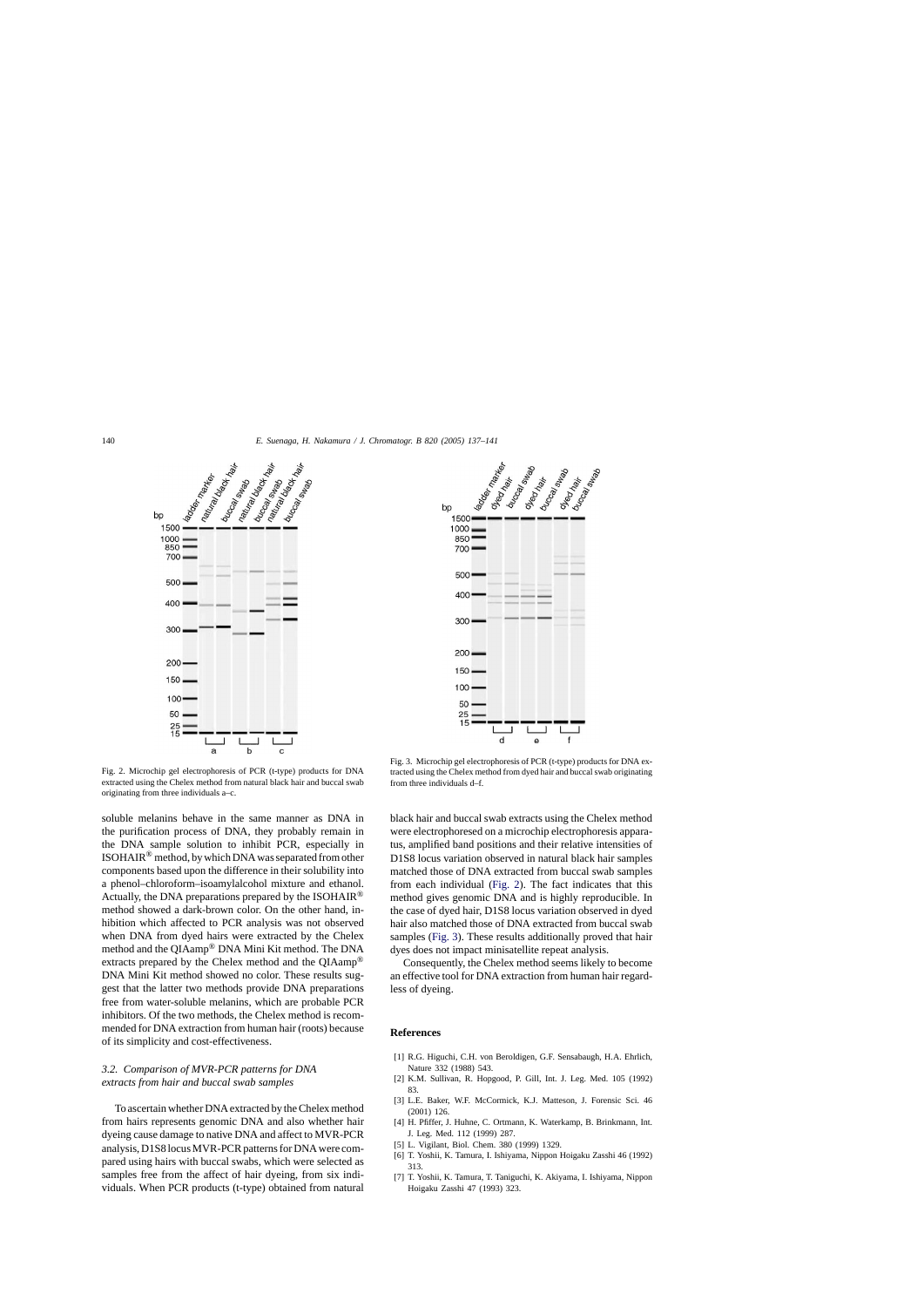Fig. 2. Microchip gel electrophoresis of PCR (t-type) products for DNA extracted using the Chelex method from natural black hair and buccal swab originating from three individuals a–c.

Fig. 3. Microchip gel electrophoresis of PCR (t-type) products for DNA extracted using the Chelex method from dyed hair and buccal swab originating from three individuals d–f.

soluble melanins behave in the same manner as DNA in the purification process of DNA, they probably remain in the DNA sample solution to inhibit PCR, especially in ISOHAIR® method, by which DNA was separated from other components based upon the difference in their solubility into a phenol–chloroform–isoamylalcohol mixture and ethanol. Actually, the DNA preparations prepared by the ISOHAIR® method showed a dark-brown color. On the other hand, inhibition which affected to PCR analysis was not observed when DNA from dyed hairs were extracted by the Chelex method and the QIAamp® DNA Mini Kit method. The DNA extracts prepared by the Chelex method and the QIAamp® DNA Mini Kit method showed no color. These results suggest that the latter two methods provide DNA preparations free from water-soluble melanins, which are probable PCR inhibitors. Of the two methods, the Chelex method is recommended for DNA extraction from human hair (roots) because of its simplicity and cost-effectiveness.

### *3.2. Comparison of MVR-PCR patterns for DNA extracts from hair and buccal swab samples*

To ascertain whether DNA extracted by the Chelex method from hairs represents genomic DNA and also whether hair dyeing cause damage to native DNA and affect to MVR-PCR analysis, D1S8 locus MVR-PCR patterns for DNA were compared using hairs with buccal swabs, which were selected as samples free from the affect of hair dyeing, from six individuals. When PCR products (t-type) obtained from natural black hair and buccal swab extracts using the Chelex method were electrophoresed on a microchip electrophoresis apparatus, amplified band positions and their relative intensities of D1S8 locus variation observed in natural black hair samples matched those of DNA extracted from buccal swab samples from each individual (Fig. 2). The fact indicates that this method gives genomic DNA and is highly reproducible. In the case of dyed hair, D1S8 locus variation observed in dyed hair also matched those of DNA extracted from buccal swab samples (Fig. 3). These results additionally proved that hair dyes does not impact minisatellite repeat analysis.

Consequently, the Chelex method seems likely to become an effective tool for DNA extraction from human hair regardless of dyeing.

## References

[1] R.G. Higuchi, C.H. von Beroldigen, G.F. Sensabaugh, H.A. Ehrlich, Nature 332 (1988) 543.

[2] K.M. Sullivan, R. Hopgood, P. Gill, Int. J. Leg. Med. 105 (1992) 83.

[3] L.E. Baker, W.F. McCormick, K.J. Matteson, J. Forensic Sci. 46 (2001) 126.

[4] H. Pfiffer, J. Huhne, C. Ortmann, K. Waterkamp, B. Brinkmann, Int. J. Leg. Med. 112 (1999) 287.

[5] L. Vigilant, Biol. Chem. 380 (1999) 1329.

[6] T. Yoshii, K. Tamura, I. Ishiyama, Nippon Hoigaku Zasshi 46 (1992) 313.

[7] T. Yoshii, K. Tamura, T. Taniguchi, K. Akiyama, I. Ishiyama, Nippon Hoigaku Zasshi 47 (1993) 323.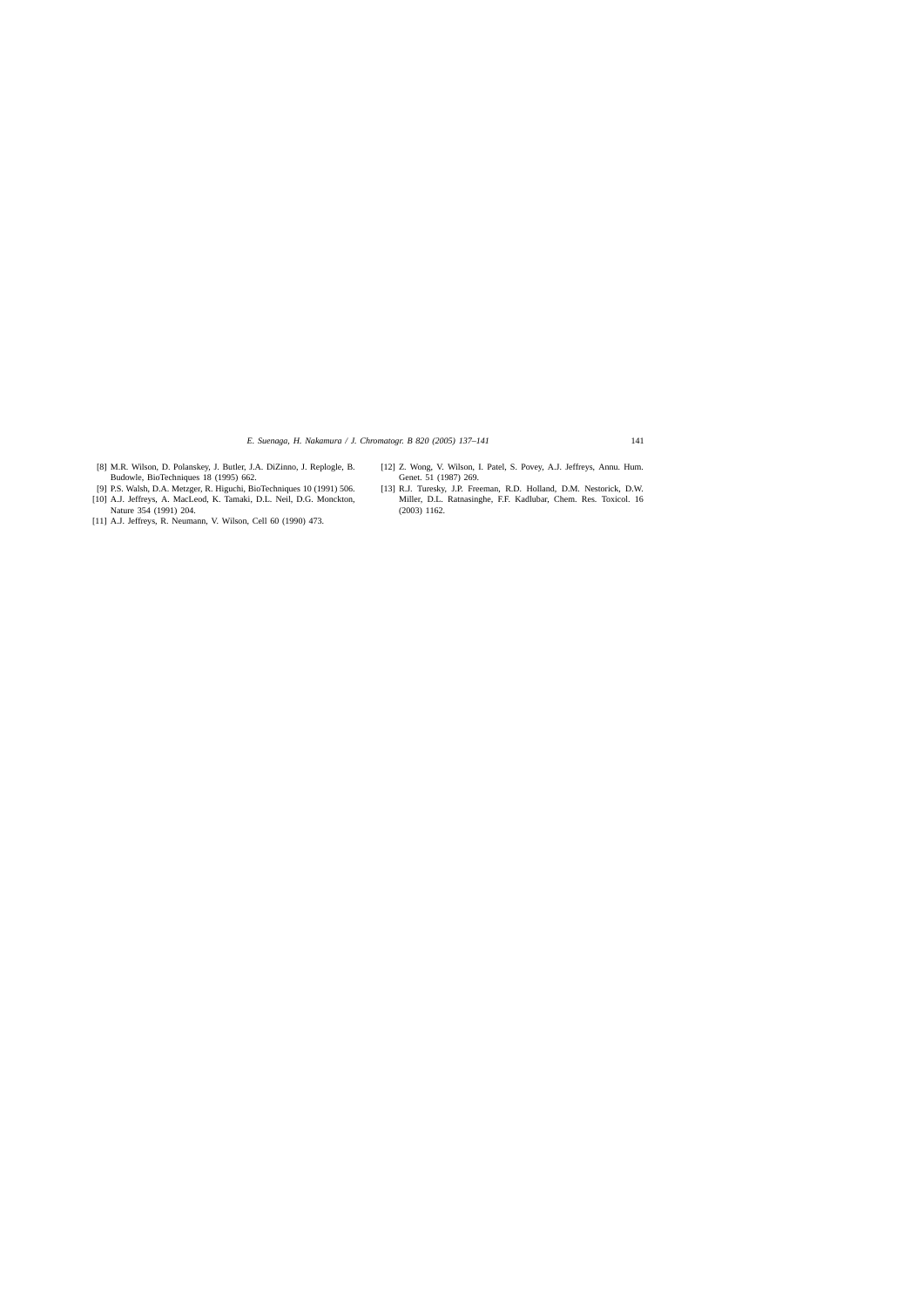[8] M.R. Wilson, D. Polanskey, J. Butler, J.A. DiZinno, J. Replogle, B. Budowle, BioTechniques 18 (1995) 662.

[9] P.S. Walsh, D.A. Metzger, R. Higuchi, BioTechniques 10 (1991) 506.

[10] A.J. Jeffreys, A. MacLeod, K. Tamaki, D.L. Neil, D.G. Monckton, Nature 354 (1991) 204.

[11] A.J. Jeffreys, R. Neumann, V. Wilson, Cell 60 (1990) 473.

[12] Z. Wong, V. Wilson, I. Patel, S. Povey, A.J. Jeffreys, Annu. Hum. Genet. 51 (1987) 269.

[13] R.J. Turesky, J.P. Freeman, R.D. Holland, D.M. Nestorick, D.W. Miller, D.L. Ratnasinghe, F.F. Kadlubar, Chem. Res. Toxicol. 16 (2003) 1162.